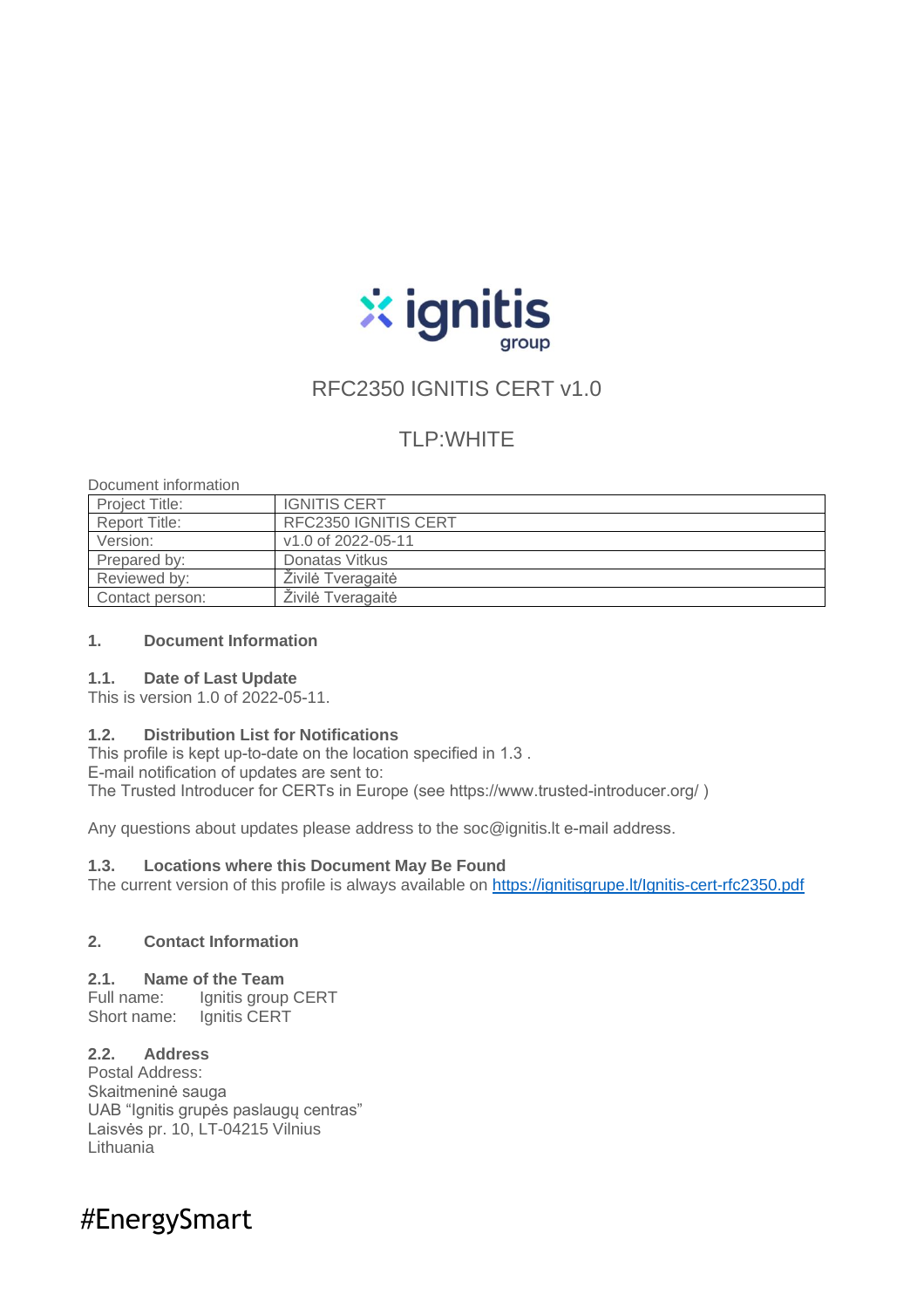RFC2350 IGNITIS CERT v1.0

TLP:WHITE

Document information

| Project Title: | IGNITIS CERT |
|---|---|
| Report Title: | RFC2350 IGNITIS CERT |
| Version: | v1.0 of 2022-05-11 |
| Prepared by: | Donatas Vitkus |
| Reviewed by: | Živilė Tveragaitė |
| Contact person: | Živilė Tveragaitė |

## 1. Document Information

### 1.1. Date of Last Update

This is version 1.0 of 2022-05-11.

### 1.2. Distribution List for Notifications

This profile is kept up-to-date on the location specified in 1.3 .
E-mail notification of updates are sent to:
The Trusted Introducer for CERTs in Europe (see https://www.trusted-introducer.org/ )

Any questions about updates please address to the soc@ignitis.lt e-mail address.

### 1.3. Locations where this Document May Be Found

The current version of this profile is always available on https://ignitisgrupe.lt/Ignitis-cert-rfc2350.pdf

## 2. Contact Information

### 2.1. Name of the Team

Full name: Ignitis group CERT
Short name: Ignitis CERT

### 2.2. Address

Postal Address:
Skaitmeninė sauga
UAB "Ignitis grupės paslaugų centras"
Laisvės pr. 10, LT-04215 Vilnius
Lithuania

#EnergySmart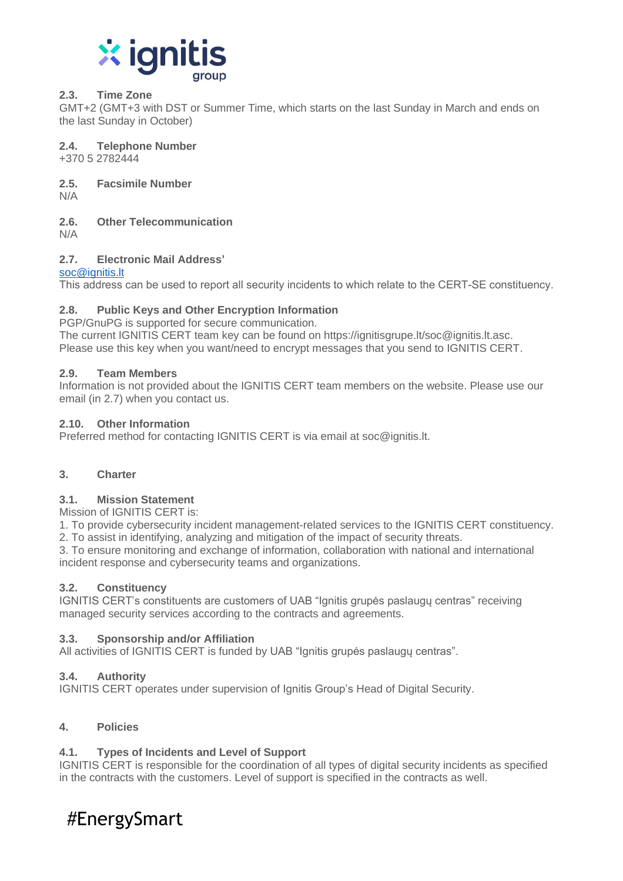### 2.3. Time Zone

GMT+2 (GMT+3 with DST or Summer Time, which starts on the last Sunday in March and ends on the last Sunday in October)

### 2.4. Telephone Number

+370 5 2782444

### 2.5. Facsimile Number

N/A

### 2.6. Other Telecommunication

N/A

### 2.7. Electronic Mail Address'

soc@ignitis.lt

This address can be used to report all security incidents to which relate to the CERT-SE constituency.

### 2.8. Public Keys and Other Encryption Information

PGP/GnuPG is supported for secure communication.
The current IGNITIS CERT team key can be found on https://ignitisgrupe.lt/soc@ignitis.lt.asc.
Please use this key when you want/need to encrypt messages that you send to IGNITIS CERT.

### 2.9. Team Members

Information is not provided about the IGNITIS CERT team members on the website. Please use our email (in 2.7) when you contact us.

### 2.10. Other Information

Preferred method for contacting IGNITIS CERT is via email at soc@ignitis.lt.

## 3. Charter

### 3.1. Mission Statement

Mission of IGNITIS CERT is:
1. To provide cybersecurity incident management-related services to the IGNITIS CERT constituency.
2. To assist in identifying, analyzing and mitigation of the impact of security threats.
3. To ensure monitoring and exchange of information, collaboration with national and international incident response and cybersecurity teams and organizations.

### 3.2. Constituency

IGNITIS CERT's constituents are customers of UAB "Ignitis grupės paslaugų centras" receiving managed security services according to the contracts and agreements.

### 3.3. Sponsorship and/or Affiliation

All activities of IGNITIS CERT is funded by UAB "Ignitis grupės paslaugų centras".

### 3.4. Authority

IGNITIS CERT operates under supervision of Ignitis Group's Head of Digital Security.

## 4. Policies

### 4.1. Types of Incidents and Level of Support

IGNITIS CERT is responsible for the coordination of all types of digital security incidents as specified in the contracts with the customers. Level of support is specified in the contracts as well.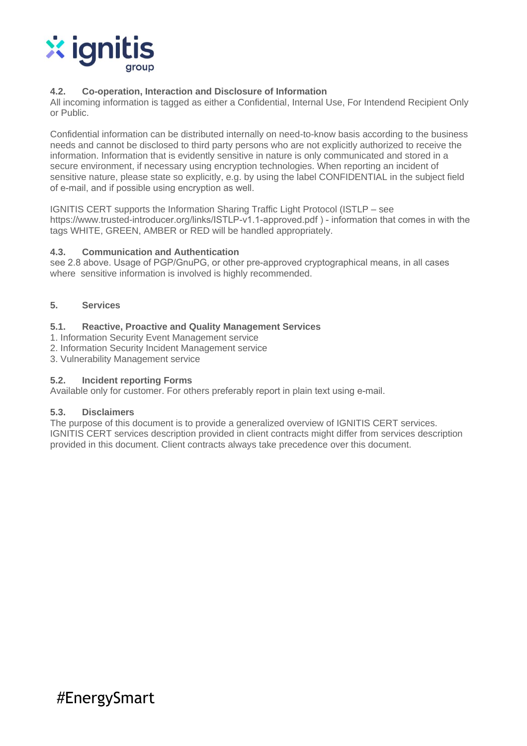### 4.2. Co-operation, Interaction and Disclosure of Information

All incoming information is tagged as either a Confidential, Internal Use, For Intendend Recipient Only or Public.

Confidential information can be distributed internally on need-to-know basis according to the business needs and cannot be disclosed to third party persons who are not explicitly authorized to receive the information. Information that is evidently sensitive in nature is only communicated and stored in a secure environment, if necessary using encryption technologies. When reporting an incident of sensitive nature, please state so explicitly, e.g. by using the label CONFIDENTIAL in the subject field of e-mail, and if possible using encryption as well.

IGNITIS CERT supports the Information Sharing Traffic Light Protocol (ISTLP – see https://www.trusted-introducer.org/links/ISTLP-v1.1-approved.pdf ) - information that comes in with the tags WHITE, GREEN, AMBER or RED will be handled appropriately.

### 4.3. Communication and Authentication

see 2.8 above. Usage of PGP/GnuPG, or other pre-approved cryptographical means, in all cases where sensitive information is involved is highly recommended.

## 5. Services

### 5.1. Reactive, Proactive and Quality Management Services

1. Information Security Event Management service
2. Information Security Incident Management service
3. Vulnerability Management service

### 5.2. Incident reporting Forms

Available only for customer. For others preferably report in plain text using e-mail.

### 5.3. Disclaimers

The purpose of this document is to provide a generalized overview of IGNITIS CERT services. IGNITIS CERT services description provided in client contracts might differ from services description provided in this document. Client contracts always take precedence over this document.